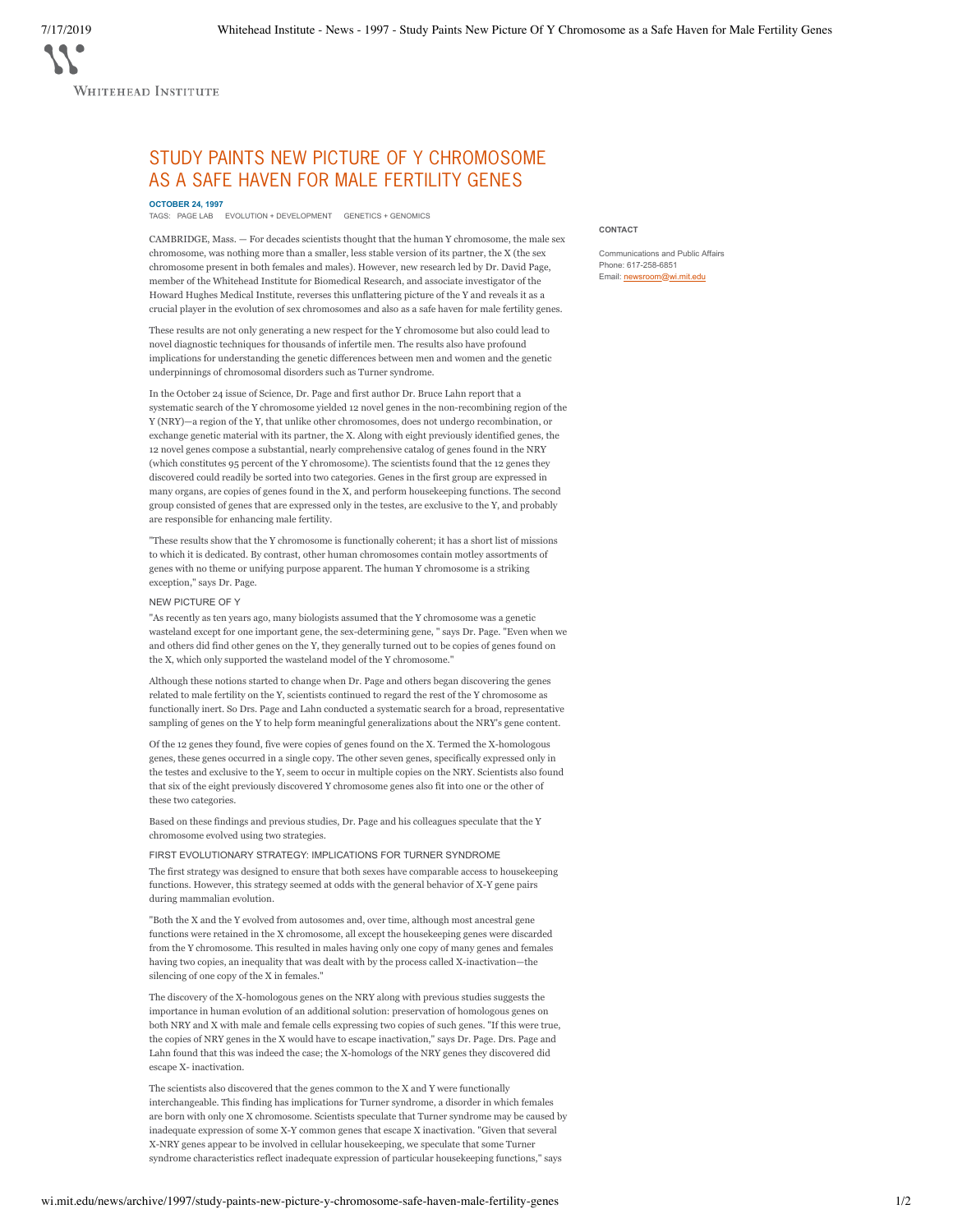# STUDY PAINTS NEW PICTURE OF Y CHROMOSOME AS A SAFE HAVEN FOR MALE FERTILITY GENES

**OCTOBER 24, 1997**

TAGS: PAGE LAB EVOLUTION + DEVELOPMENT GENETICS + GENOMICS

**CONTACT**

Communications and Public Affairs
Phone: 617-258-6851
Email: newsroom@wi.mit.edu

CAMBRIDGE, Mass. — For decades scientists thought that the human Y chromosome, the male sex chromosome, was nothing more than a smaller, less stable version of its partner, the X (the sex chromosome present in both females and males). However, new research led by Dr. David Page, member of the Whitehead Institute for Biomedical Research, and associate investigator of the Howard Hughes Medical Institute, reverses this unflattering picture of the Y and reveals it as a crucial player in the evolution of sex chromosomes and also as a safe haven for male fertility genes.

These results are not only generating a new respect for the Y chromosome but also could lead to novel diagnostic techniques for thousands of infertile men. The results also have profound implications for understanding the genetic differences between men and women and the genetic underpinnings of chromosomal disorders such as Turner syndrome.

In the October 24 issue of Science, Dr. Page and first author Dr. Bruce Lahn report that a systematic search of the Y chromosome yielded 12 novel genes in the non-recombining region of the Y (NRY)—a region of the Y, that unlike other chromosomes, does not undergo recombination, or exchange genetic material with its partner, the X. Along with eight previously identified genes, the 12 novel genes compose a substantial, nearly comprehensive catalog of genes found in the NRY (which constitutes 95 percent of the Y chromosome). The scientists found that the 12 genes they discovered could readily be sorted into two categories. Genes in the first group are expressed in many organs, are copies of genes found in the X, and perform housekeeping functions. The second group consisted of genes that are expressed only in the testes, are exclusive to the Y, and probably are responsible for enhancing male fertility.

"These results show that the Y chromosome is functionally coherent; it has a short list of missions to which it is dedicated. By contrast, other human chromosomes contain motley assortments of genes with no theme or unifying purpose apparent. The human Y chromosome is a striking exception," says Dr. Page.

## NEW PICTURE OF Y

"As recently as ten years ago, many biologists assumed that the Y chromosome was a genetic wasteland except for one important gene, the sex-determining gene, " says Dr. Page. "Even when we and others did find other genes on the Y, they generally turned out to be copies of genes found on the X, which only supported the wasteland model of the Y chromosome."

Although these notions started to change when Dr. Page and others began discovering the genes related to male fertility on the Y, scientists continued to regard the rest of the Y chromosome as functionally inert. So Drs. Page and Lahn conducted a systematic search for a broad, representative sampling of genes on the Y to help form meaningful generalizations about the NRY's gene content.

Of the 12 genes they found, five were copies of genes found on the X. Termed the X-homologous genes, these genes occurred in a single copy. The other seven genes, specifically expressed only in the testes and exclusive to the Y, seem to occur in multiple copies on the NRY. Scientists also found that six of the eight previously discovered Y chromosome genes also fit into one or the other of these two categories.

Based on these findings and previous studies, Dr. Page and his colleagues speculate that the Y chromosome evolved using two strategies.

## FIRST EVOLUTIONARY STRATEGY: IMPLICATIONS FOR TURNER SYNDROME

The first strategy was designed to ensure that both sexes have comparable access to housekeeping functions. However, this strategy seemed at odds with the general behavior of X-Y gene pairs during mammalian evolution.

"Both the X and the Y evolved from autosomes and, over time, although most ancestral gene functions were retained in the X chromosome, all except the housekeeping genes were discarded from the Y chromosome. This resulted in males having only one copy of many genes and females having two copies, an inequality that was dealt with by the process called X-inactivation—the silencing of one copy of the X in females."

The discovery of the X-homologous genes on the NRY along with previous studies suggests the importance in human evolution of an additional solution: preservation of homologous genes on both NRY and X with male and female cells expressing two copies of such genes. "If this were true, the copies of NRY genes in the X would have to escape inactivation," says Dr. Page. Drs. Page and Lahn found that this was indeed the case; the X-homologs of the NRY genes they discovered did escape X- inactivation.

The scientists also discovered that the genes common to the X and Y were functionally interchangeable. This finding has implications for Turner syndrome, a disorder in which females are born with only one X chromosome. Scientists speculate that Turner syndrome may be caused by inadequate expression of some X-Y common genes that escape X inactivation. "Given that several X-NRY genes appear to be involved in cellular housekeeping, we speculate that some Turner syndrome characteristics reflect inadequate expression of particular housekeeping functions," says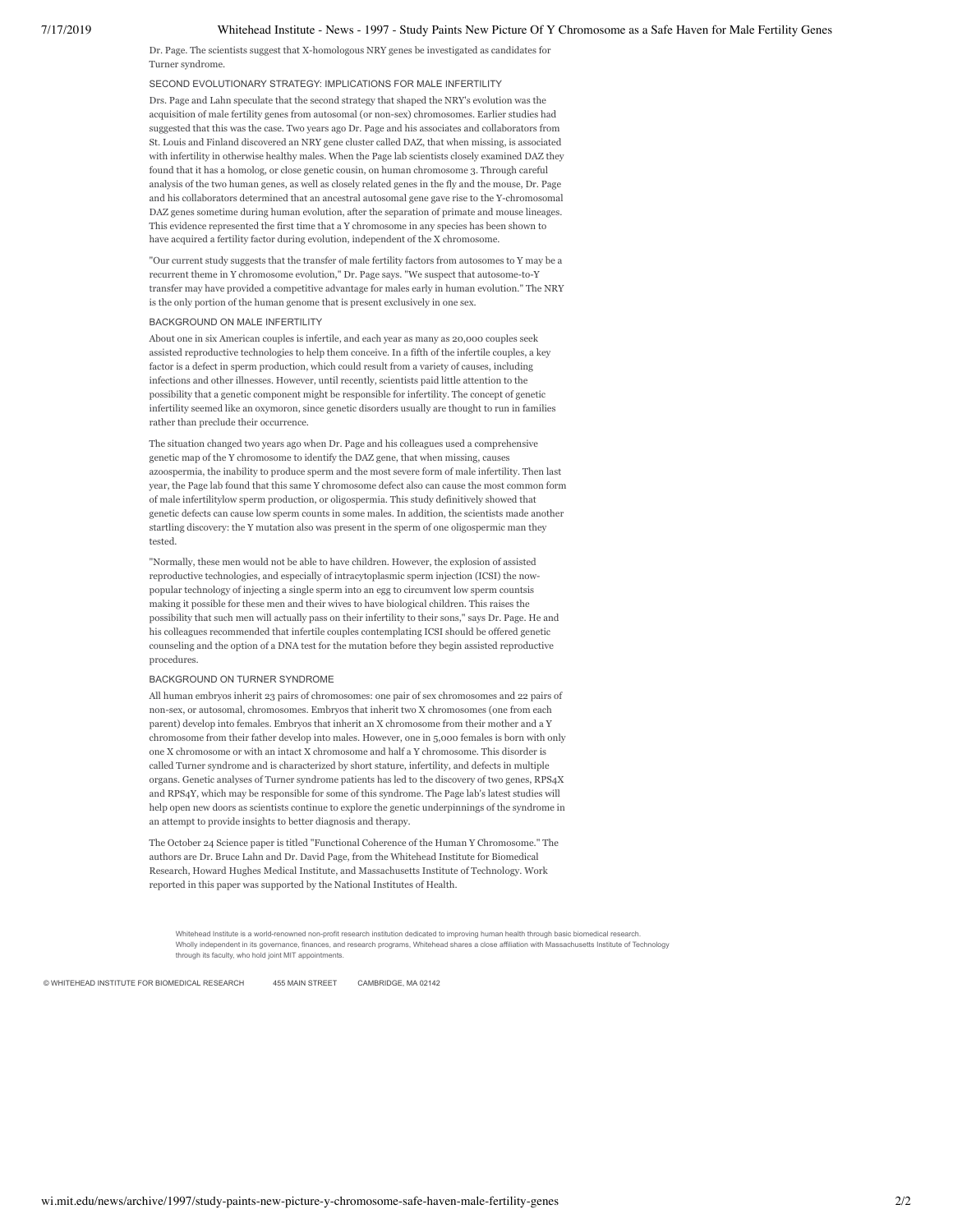Dr. Page. The scientists suggest that X-homologous NRY genes be investigated as candidates for Turner syndrome.

## SECOND EVOLUTIONARY STRATEGY: IMPLICATIONS FOR MALE INFERTILITY

Drs. Page and Lahn speculate that the second strategy that shaped the NRY's evolution was the acquisition of male fertility genes from autosomal (or non-sex) chromosomes. Earlier studies had suggested that this was the case. Two years ago Dr. Page and his associates and collaborators from St. Louis and Finland discovered an NRY gene cluster called DAZ, that when missing, is associated with infertility in otherwise healthy males. When the Page lab scientists closely examined DAZ they found that it has a homolog, or close genetic cousin, on human chromosome 3. Through careful analysis of the two human genes, as well as closely related genes in the fly and the mouse, Dr. Page and his collaborators determined that an ancestral autosomal gene gave rise to the Y-chromosomal DAZ genes sometime during human evolution, after the separation of primate and mouse lineages. This evidence represented the first time that a Y chromosome in any species has been shown to have acquired a fertility factor during evolution, independent of the X chromosome.

"Our current study suggests that the transfer of male fertility factors from autosomes to Y may be a recurrent theme in Y chromosome evolution," Dr. Page says. "We suspect that autosome-to-Y transfer may have provided a competitive advantage for males early in human evolution." The NRY is the only portion of the human genome that is present exclusively in one sex.

## BACKGROUND ON MALE INFERTILITY

About one in six American couples is infertile, and each year as many as 20,000 couples seek assisted reproductive technologies to help them conceive. In a fifth of the infertile couples, a key factor is a defect in sperm production, which could result from a variety of causes, including infections and other illnesses. However, until recently, scientists paid little attention to the possibility that a genetic component might be responsible for infertility. The concept of genetic infertility seemed like an oxymoron, since genetic disorders usually are thought to run in families rather than preclude their occurrence.

The situation changed two years ago when Dr. Page and his colleagues used a comprehensive genetic map of the Y chromosome to identify the DAZ gene, that when missing, causes azoospermia, the inability to produce sperm and the most severe form of male infertility. Then last year, the Page lab found that this same Y chromosome defect also can cause the most common form of male infertilitylow sperm production, or oligospermia. This study definitively showed that genetic defects can cause low sperm counts in some males. In addition, the scientists made another startling discovery: the Y mutation also was present in the sperm of one oligospermic man they tested.

"Normally, these men would not be able to have children. However, the explosion of assisted reproductive technologies, and especially of intracytoplasmic sperm injection (ICSI) the now-popular technology of injecting a single sperm into an egg to circumvent low sperm countsis making it possible for these men and their wives to have biological children. This raises the possibility that such men will actually pass on their infertility to their sons," says Dr. Page. He and his colleagues recommended that infertile couples contemplating ICSI should be offered genetic counseling and the option of a DNA test for the mutation before they begin assisted reproductive procedures.

## BACKGROUND ON TURNER SYNDROME

All human embryos inherit 23 pairs of chromosomes: one pair of sex chromosomes and 22 pairs of non-sex, or autosomal, chromosomes. Embryos that inherit two X chromosomes (one from each parent) develop into females. Embryos that inherit an X chromosome from their mother and a Y chromosome from their father develop into males. However, one in 5,000 females is born with only one X chromosome or with an intact X chromosome and half a Y chromosome. This disorder is called Turner syndrome and is characterized by short stature, infertility, and defects in multiple organs. Genetic analyses of Turner syndrome patients has led to the discovery of two genes, RPS4X and RPS4Y, which may be responsible for some of this syndrome. The Page lab's latest studies will help open new doors as scientists continue to explore the genetic underpinnings of the syndrome in an attempt to provide insights to better diagnosis and therapy.

The October 24 Science paper is titled "Functional Coherence of the Human Y Chromosome." The authors are Dr. Bruce Lahn and Dr. David Page, from the Whitehead Institute for Biomedical Research, Howard Hughes Medical Institute, and Massachusetts Institute of Technology. Work reported in this paper was supported by the National Institutes of Health.

Whitehead Institute is a world-renowned non-profit research institution dedicated to improving human health through basic biomedical research. Wholly independent in its governance, finances, and research programs, Whitehead shares a close affiliation with Massachusetts Institute of Technology through its faculty, who hold joint MIT appointments.

© WHITEHEAD INSTITUTE FOR BIOMEDICAL RESEARCH 455 MAIN STREET CAMBRIDGE, MA 02142